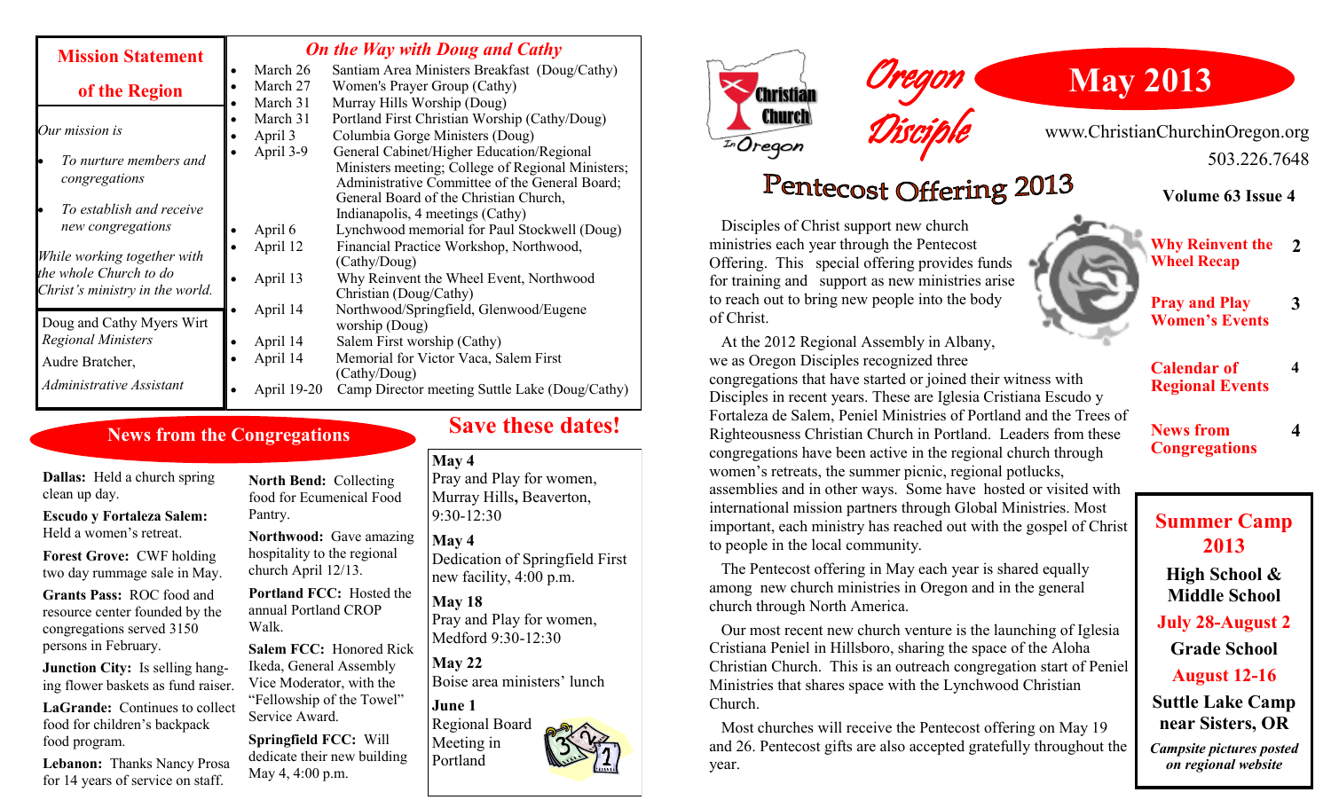# Oregon Disciple

# May 2013

www.ChristianChurchinOregon.org

503.226.7648

**Volume 63 Issue 4**

| | |
|---|---|
| **Why Reinvent the Wheel Recap** | 2 |
| **Pray and Play Women's Events** | 3 |
| **Calendar of Regional Events** | 4 |
| **News from Congregations** | 4 |

## Mission Statement of the Region

*Our mission is*

- *To nurture members and congregations*
- *To establish and receive new congregations*

*While working together with the whole Church to do Christ's ministry in the world.*

Doug and Cathy Myers Wirt
*Regional Ministers*

Audre Bratcher,
*Administrative Assistant*

## On the Way with Doug and Cathy

- March 26 Santiam Area Ministers Breakfast (Doug/Cathy)
- March 27 Women's Prayer Group (Cathy)
- March 31 Murray Hills Worship (Doug)
- March 31 Portland First Christian Worship (Cathy/Doug)
- April 3 Columbia Gorge Ministers (Doug)
- April 3-9 General Cabinet/Higher Education/Regional Ministers meeting; College of Regional Ministers; Administrative Committee of the General Board; General Board of the Christian Church, Indianapolis, 4 meetings (Cathy)
- April 6 Lynchwood memorial for Paul Stockwell (Doug)
- April 12 Financial Practice Workshop, Northwood, (Cathy/Doug)
- April 13 Why Reinvent the Wheel Event, Northwood Christian (Doug/Cathy)
- April 14 Northwood/Springfield, Glenwood/Eugene worship (Doug)
- April 14 Salem First worship (Cathy)
- April 14 Memorial for Victor Vaca, Salem First (Cathy/Doug)
- April 19-20 Camp Director meeting Suttle Lake (Doug/Cathy)

## Pentecost Offering 2013

Disciples of Christ support new church ministries each year through the Pentecost Offering. This special offering provides funds for training and support as new ministries arise to reach out to bring new people into the body of Christ.

At the 2012 Regional Assembly in Albany, we as Oregon Disciples recognized three congregations that have started or joined their witness with Disciples in recent years. These are Iglesia Cristiana Escudo y Fortaleza de Salem, Peniel Ministries of Portland and the Trees of Righteousness Christian Church in Portland. Leaders from these congregations have been active in the regional church through women's retreats, the summer picnic, regional potlucks, assemblies and in other ways. Some have hosted or visited with international mission partners through Global Ministries. Most important, each ministry has reached out with the gospel of Christ to people in the local community.

The Pentecost offering in May each year is shared equally among new church ministries in Oregon and in the general church through North America.

Our most recent new church venture is the launching of Iglesia Cristiana Peniel in Hillsboro, sharing the space of the Aloha Christian Church. This is an outreach congregation start of Peniel Ministries that shares space with the Lynchwood Christian Church.

Most churches will receive the Pentecost offering on May 19 and 26. Pentecost gifts are also accepted gratefully throughout the year.

## News from the Congregations

**Dallas:** Held a church spring clean up day.

**Escudo y Fortaleza Salem:** Held a women's retreat.

**Forest Grove:** CWF holding two day rummage sale in May.

**Grants Pass:** ROC food and resource center founded by the congregations served 3150 persons in February.

**Junction City:** Is selling hanging flower baskets as fund raiser.

**LaGrande:** Continues to collect food for children's backpack food program.

**Lebanon:** Thanks Nancy Prosa for 14 years of service on staff.

**North Bend:** Collecting food for Ecumenical Food Pantry.

**Northwood:** Gave amazing hospitality to the regional church April 12/13.

**Portland FCC:** Hosted the annual Portland CROP Walk.

**Salem FCC:** Honored Rick Ikeda, General Assembly Vice Moderator, with the "Fellowship of the Towel" Service Award.

**Springfield FCC:** Will dedicate their new building May 4, 4:00 p.m.

## Save these dates!

**May 4**
Pray and Play for women, Murray Hills, Beaverton, 9:30-12:30

**May 4**
Dedication of Springfield First new facility, 4:00 p.m.

**May 18**
Pray and Play for women, Medford 9:30-12:30

**May 22**
Boise area ministers' lunch

**June 1**
Regional Board Meeting in Portland

## Summer Camp 2013

**High School & Middle School**
**July 28-August 2**

**Grade School**
**August 12-16**

**Suttle Lake Camp near Sisters, OR**

***Campsite pictures posted on regional website***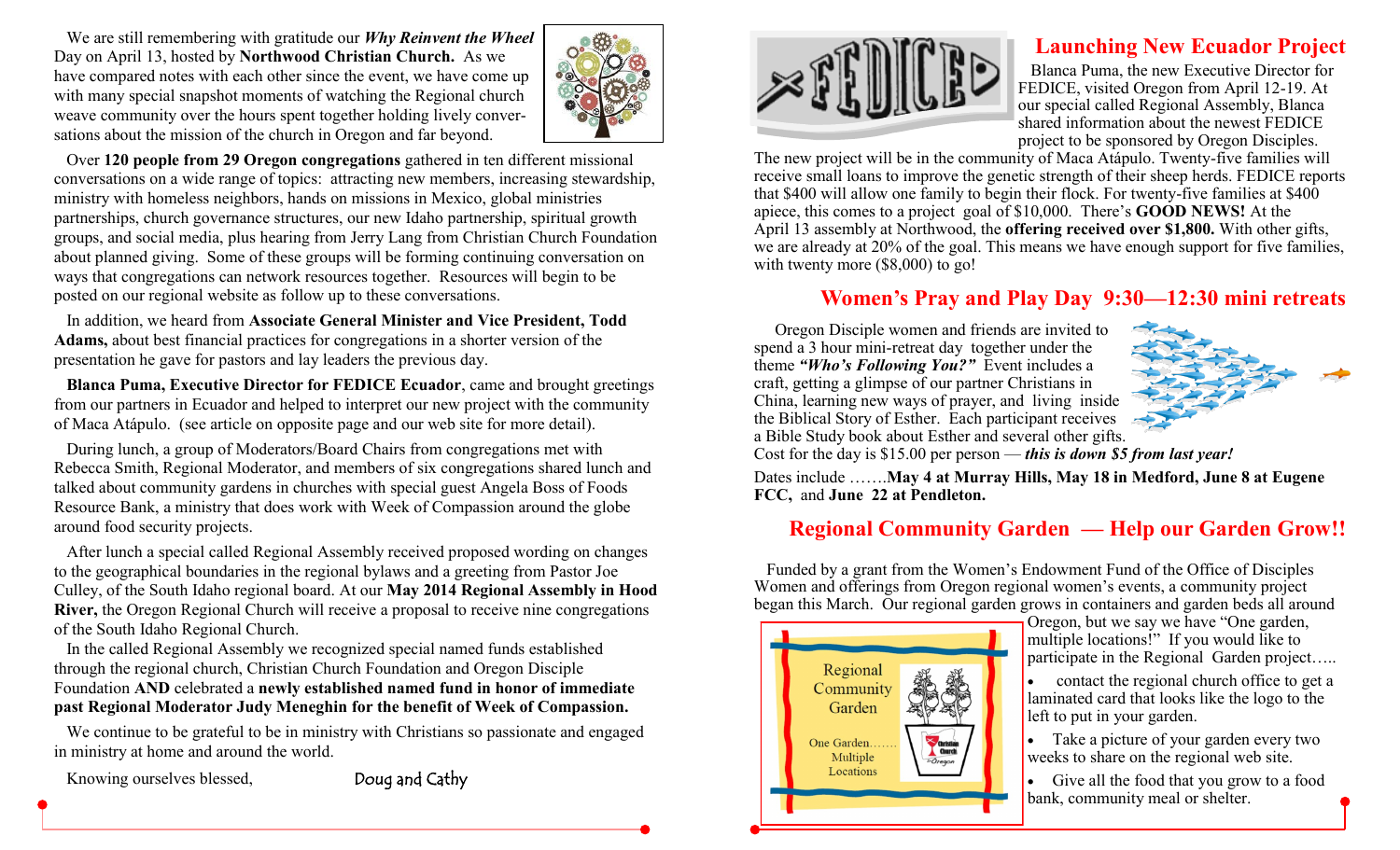We are still remembering with gratitude our ***Why Reinvent the Wheel*** Day on April 13, hosted by **Northwood Christian Church.** As we have compared notes with each other since the event, we have come up with many special snapshot moments of watching the Regional church weave community over the hours spent together holding lively conversations about the mission of the church in Oregon and far beyond.

Over **120 people from 29 Oregon congregations** gathered in ten different missional conversations on a wide range of topics: attracting new members, increasing stewardship, ministry with homeless neighbors, hands on missions in Mexico, global ministries partnerships, church governance structures, our new Idaho partnership, spiritual growth groups, and social media, plus hearing from Jerry Lang from Christian Church Foundation about planned giving. Some of these groups will be forming continuing conversation on ways that congregations can network resources together. Resources will begin to be posted on our regional website as follow up to these conversations.

In addition, we heard from **Associate General Minister and Vice President, Todd Adams,** about best financial practices for congregations in a shorter version of the presentation he gave for pastors and lay leaders the previous day.

**Blanca Puma, Executive Director for FEDICE Ecuador**, came and brought greetings from our partners in Ecuador and helped to interpret our new project with the community of Maca Atápulo. (see article on opposite page and our web site for more detail).

During lunch, a group of Moderators/Board Chairs from congregations met with Rebecca Smith, Regional Moderator, and members of six congregations shared lunch and talked about community gardens in churches with special guest Angela Boss of Foods Resource Bank, a ministry that does work with Week of Compassion around the globe around food security projects.

After lunch a special called Regional Assembly received proposed wording on changes to the geographical boundaries in the regional bylaws and a greeting from Pastor Joe Culley, of the South Idaho regional board. At our **May 2014 Regional Assembly in Hood River,** the Oregon Regional Church will receive a proposal to receive nine congregations of the South Idaho Regional Church.

In the called Regional Assembly we recognized special named funds established through the regional church, Christian Church Foundation and Oregon Disciple Foundation **AND** celebrated a **newly established named fund in honor of immediate past Regional Moderator Judy Meneghin for the benefit of Week of Compassion.**

We continue to be grateful to be in ministry with Christians so passionate and engaged in ministry at home and around the world.

Knowing ourselves blessed, Doug and Cathy

FEDICE

## Launching New Ecuador Project

Blanca Puma, the new Executive Director for FEDICE, visited Oregon from April 12-19. At our special called Regional Assembly, Blanca shared information about the newest FEDICE project to be sponsored by Oregon Disciples. The new project will be in the community of Maca Atápulo. Twenty-five families will receive small loans to improve the genetic strength of their sheep herds. FEDICE reports that $400 will allow one family to begin their flock. For twenty-five families at $400 apiece, this comes to a project goal of $10,000. There's **GOOD NEWS!** At the April 13 assembly at Northwood, the **offering received over $1,800.** With other gifts, we are already at 20% of the goal. This means we have enough support for five families, with twenty more ($8,000) to go!

## Women's Pray and Play Day 9:30—12:30 mini retreats

Oregon Disciple women and friends are invited to spend a 3 hour mini-retreat day together under the theme ***"Who's Following You?"*** Event includes a craft, getting a glimpse of our partner Christians in China, learning new ways of prayer, and living inside the Biblical Story of Esther. Each participant receives a Bible Study book about Esther and several other gifts. Cost for the day is $15.00 per person — ***this is down $5 from last year!***

Dates include …….**May 4 at Murray Hills, May 18 in Medford, June 8 at Eugene FCC,** and **June 22 at Pendleton.**

## Regional Community Garden — Help our Garden Grow!!

Funded by a grant from the Women's Endowment Fund of the Office of Disciples Women and offerings from Oregon regional women's events, a community project began this March. Our regional garden grows in containers and garden beds all around Oregon, but we say we have "One garden, multiple locations!" If you would like to participate in the Regional Garden project…..

Regional Community Garden
One Garden……. Multiple Locations

- contact the regional church office to get a laminated card that looks like the logo to the left to put in your garden.
- Take a picture of your garden every two weeks to share on the regional web site.
- Give all the food that you grow to a food bank, community meal or shelter.